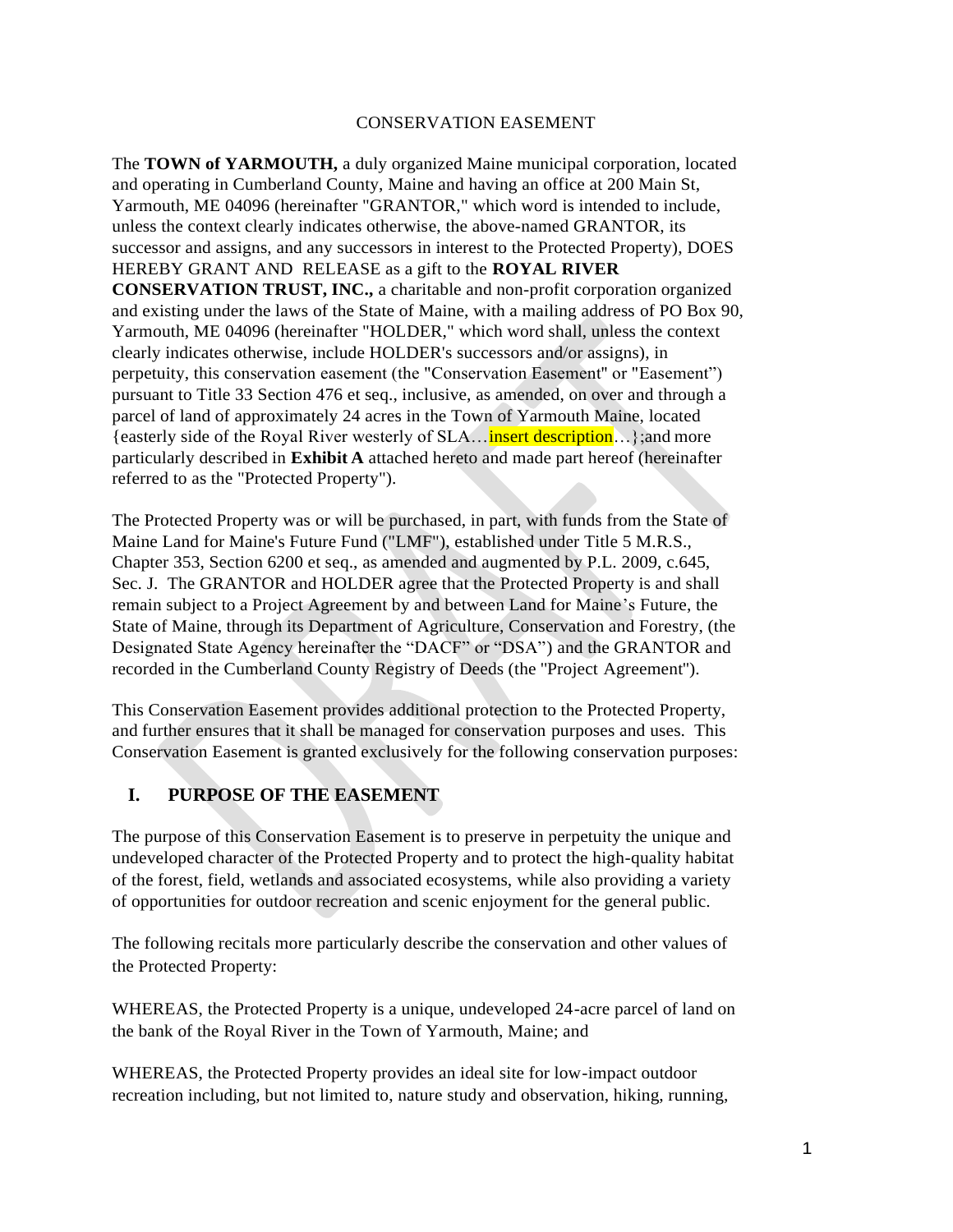CONSERVATION EASEMENT

The **TOWN of YARMOUTH,** a duly organized Maine municipal corporation, located and operating in Cumberland County, Maine and having an office at 200 Main St, Yarmouth, ME 04096 (hereinafter "GRANTOR," which word is intended to include, unless the context clearly indicates otherwise, the above-named GRANTOR, its successor and assigns, and any successors in interest to the Protected Property), DOES HEREBY GRANT AND RELEASE as a gift to the **ROYAL RIVER CONSERVATION TRUST, INC.,** a charitable and non-profit corporation organized and existing under the laws of the State of Maine, with a mailing address of PO Box 90, Yarmouth, ME 04096 (hereinafter "HOLDER," which word shall, unless the context clearly indicates otherwise, include HOLDER's successors and/or assigns), in perpetuity, this conservation easement (the "Conservation Easement" or "Easement") pursuant to Title 33 Section 476 et seq., inclusive, as amended, on over and through a parcel of land of approximately 24 acres in the Town of Yarmouth Maine, located {easterly side of the Royal River westerly of SLA…insert description…};and more particularly described in **Exhibit A** attached hereto and made part hereof (hereinafter referred to as the "Protected Property").

The Protected Property was or will be purchased, in part, with funds from the State of Maine Land for Maine's Future Fund ("LMF"), established under Title 5 M.R.S., Chapter 353, Section 6200 et seq., as amended and augmented by P.L. 2009, c.645, Sec. J. The GRANTOR and HOLDER agree that the Protected Property is and shall remain subject to a Project Agreement by and between Land for Maine's Future, the State of Maine, through its Department of Agriculture, Conservation and Forestry, (the Designated State Agency hereinafter the "DACF" or "DSA") and the GRANTOR and recorded in the Cumberland County Registry of Deeds (the "Project Agreement").

This Conservation Easement provides additional protection to the Protected Property, and further ensures that it shall be managed for conservation purposes and uses. This Conservation Easement is granted exclusively for the following conservation purposes:

## I. PURPOSE OF THE EASEMENT

The purpose of this Conservation Easement is to preserve in perpetuity the unique and undeveloped character of the Protected Property and to protect the high-quality habitat of the forest, field, wetlands and associated ecosystems, while also providing a variety of opportunities for outdoor recreation and scenic enjoyment for the general public.

The following recitals more particularly describe the conservation and other values of the Protected Property:

WHEREAS, the Protected Property is a unique, undeveloped 24-acre parcel of land on the bank of the Royal River in the Town of Yarmouth, Maine; and

WHEREAS, the Protected Property provides an ideal site for low-impact outdoor recreation including, but not limited to, nature study and observation, hiking, running,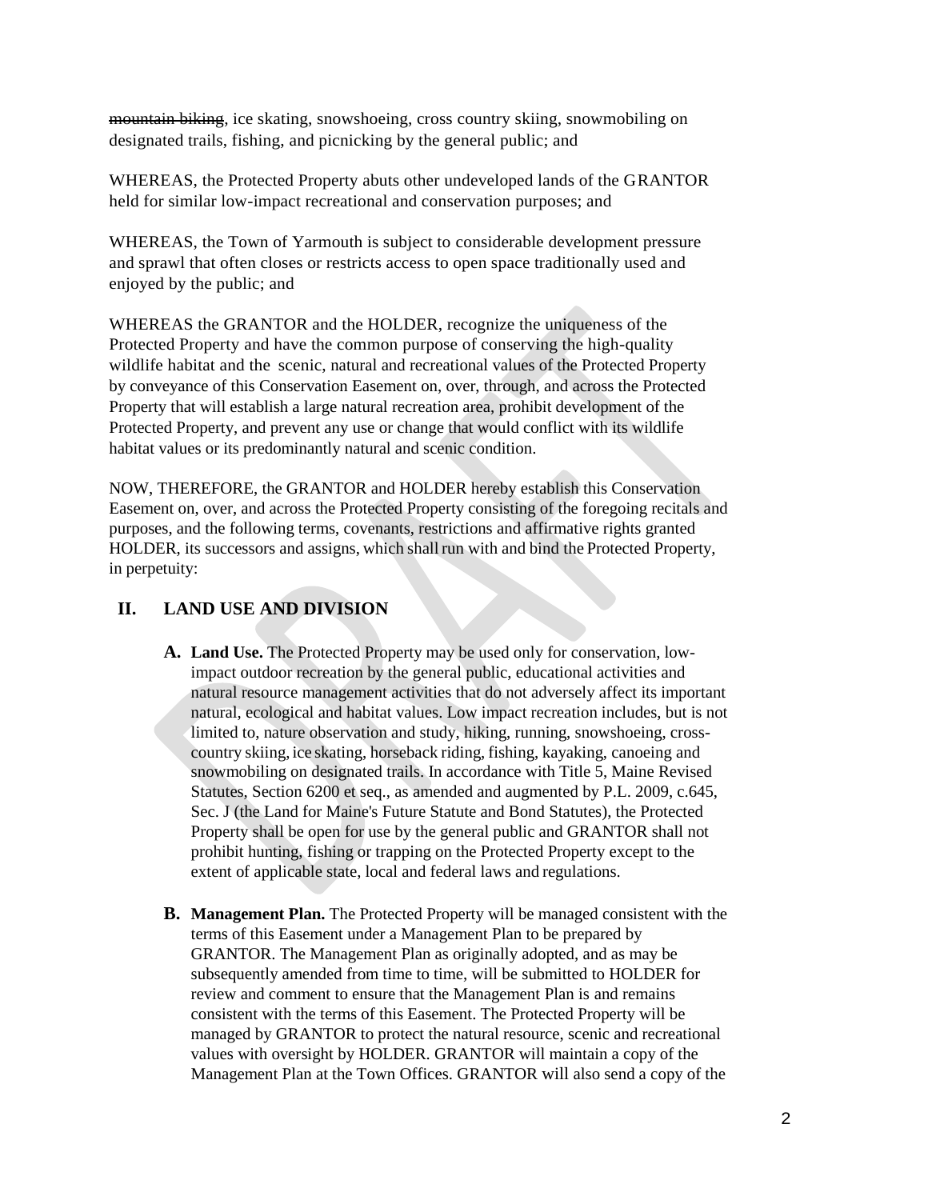~~mountain biking~~, ice skating, snowshoeing, cross country skiing, snowmobiling on designated trails, fishing, and picnicking by the general public; and

WHEREAS, the Protected Property abuts other undeveloped lands of the GRANTOR held for similar low-impact recreational and conservation purposes; and

WHEREAS, the Town of Yarmouth is subject to considerable development pressure and sprawl that often closes or restricts access to open space traditionally used and enjoyed by the public; and

WHEREAS the GRANTOR and the HOLDER, recognize the uniqueness of the Protected Property and have the common purpose of conserving the high-quality wildlife habitat and the scenic, natural and recreational values of the Protected Property by conveyance of this Conservation Easement on, over, through, and across the Protected Property that will establish a large natural recreation area, prohibit development of the Protected Property, and prevent any use or change that would conflict with its wildlife habitat values or its predominantly natural and scenic condition.

NOW, THEREFORE, the GRANTOR and HOLDER hereby establish this Conservation Easement on, over, and across the Protected Property consisting of the foregoing recitals and purposes, and the following terms, covenants, restrictions and affirmative rights granted HOLDER, its successors and assigns, which shall run with and bind the Protected Property, in perpetuity:

## II. LAND USE AND DIVISION

**A. Land Use.** The Protected Property may be used only for conservation, low-impact outdoor recreation by the general public, educational activities and natural resource management activities that do not adversely affect its important natural, ecological and habitat values. Low impact recreation includes, but is not limited to, nature observation and study, hiking, running, snowshoeing, cross-country skiing, ice skating, horseback riding, fishing, kayaking, canoeing and snowmobiling on designated trails. In accordance with Title 5, Maine Revised Statutes, Section 6200 et seq., as amended and augmented by P.L. 2009, c.645, Sec. J (the Land for Maine's Future Statute and Bond Statutes), the Protected Property shall be open for use by the general public and GRANTOR shall not prohibit hunting, fishing or trapping on the Protected Property except to the extent of applicable state, local and federal laws and regulations.

**B. Management Plan.** The Protected Property will be managed consistent with the terms of this Easement under a Management Plan to be prepared by GRANTOR. The Management Plan as originally adopted, and as may be subsequently amended from time to time, will be submitted to HOLDER for review and comment to ensure that the Management Plan is and remains consistent with the terms of this Easement. The Protected Property will be managed by GRANTOR to protect the natural resource, scenic and recreational values with oversight by HOLDER. GRANTOR will maintain a copy of the Management Plan at the Town Offices. GRANTOR will also send a copy of the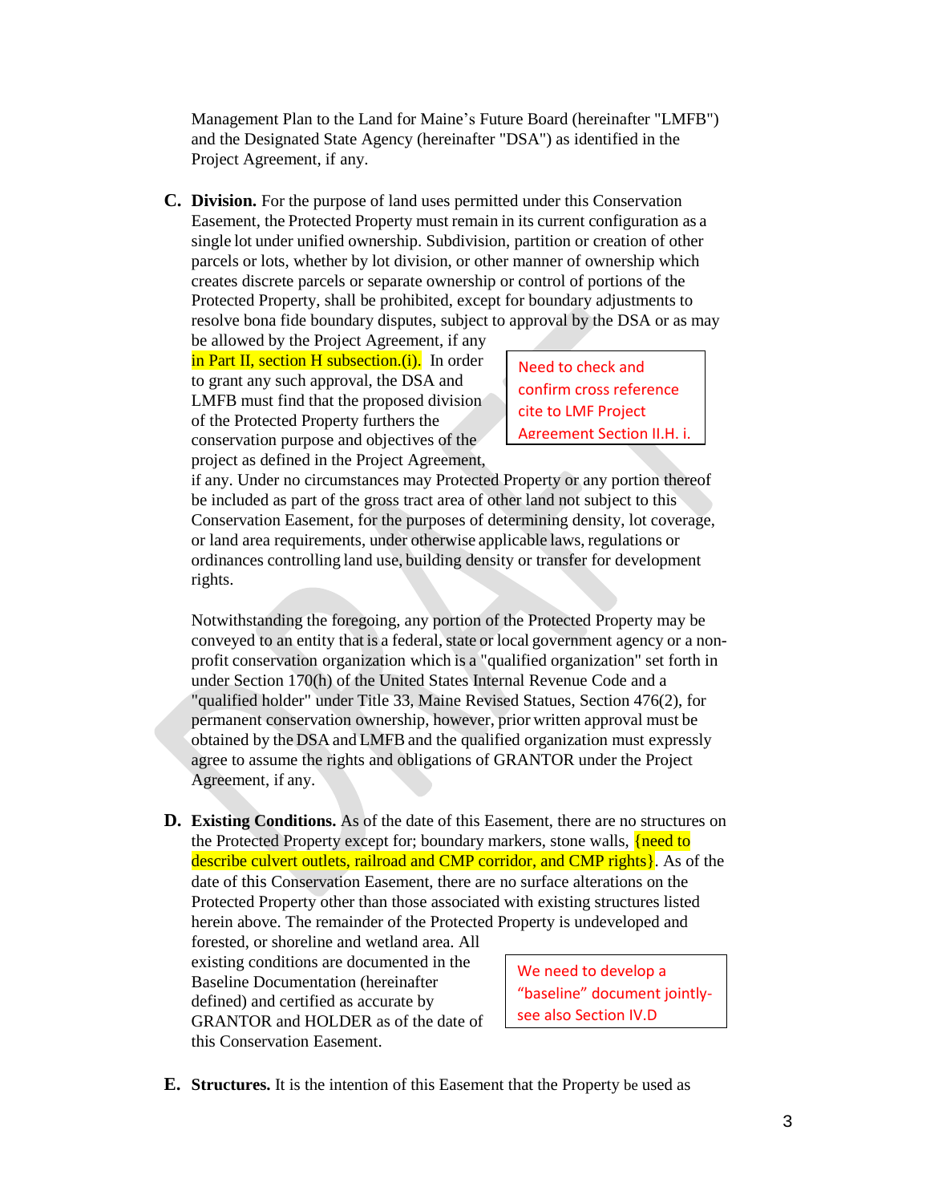Management Plan to the Land for Maine's Future Board (hereinafter "LMFB") and the Designated State Agency (hereinafter "DSA") as identified in the Project Agreement, if any.

**C. Division.** For the purpose of land uses permitted under this Conservation Easement, the Protected Property must remain in its current configuration as a single lot under unified ownership. Subdivision, partition or creation of other parcels or lots, whether by lot division, or other manner of ownership which creates discrete parcels or separate ownership or control of portions of the Protected Property, shall be prohibited, except for boundary adjustments to resolve bona fide boundary disputes, subject to approval by the DSA or as may be allowed by the Project Agreement, if any in Part II, section H subsection.(i). In order to grant any such approval, the DSA and LMFB must find that the proposed division of the Protected Property furthers the conservation purpose and objectives of the project as defined in the Project Agreement, if any. Under no circumstances may Protected Property or any portion thereof be included as part of the gross tract area of other land not subject to this Conservation Easement, for the purposes of determining density, lot coverage, or land area requirements, under otherwise applicable laws, regulations or ordinances controlling land use, building density or transfer for development rights.

> Need to check and confirm cross reference cite to LMF Project Agreement Section II.H. i.

Notwithstanding the foregoing, any portion of the Protected Property may be conveyed to an entity that is a federal, state or local government agency or a non-profit conservation organization which is a "qualified organization" set forth in under Section 170(h) of the United States Internal Revenue Code and a "qualified holder" under Title 33, Maine Revised Statues, Section 476(2), for permanent conservation ownership, however, prior written approval must be obtained by the DSA and LMFB and the qualified organization must expressly agree to assume the rights and obligations of GRANTOR under the Project Agreement, if any.

**D. Existing Conditions.** As of the date of this Easement, there are no structures on the Protected Property except for; boundary markers, stone walls, {need to describe culvert outlets, railroad and CMP corridor, and CMP rights}. As of the date of this Conservation Easement, there are no surface alterations on the Protected Property other than those associated with existing structures listed herein above. The remainder of the Protected Property is undeveloped and forested, or shoreline and wetland area. All existing conditions are documented in the Baseline Documentation (hereinafter defined) and certified as accurate by GRANTOR and HOLDER as of the date of this Conservation Easement.

> We need to develop a "baseline" document jointly- see also Section IV.D

**E. Structures.** It is the intention of this Easement that the Property be used as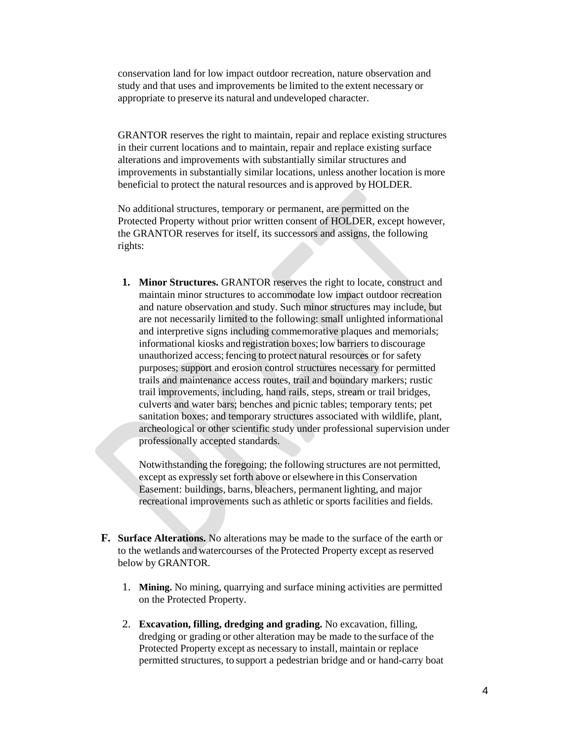conservation land for low impact outdoor recreation, nature observation and study and that uses and improvements be limited to the extent necessary or appropriate to preserve its natural and undeveloped character.

GRANTOR reserves the right to maintain, repair and replace existing structures in their current locations and to maintain, repair and replace existing surface alterations and improvements with substantially similar structures and improvements in substantially similar locations, unless another location is more beneficial to protect the natural resources and is approved by HOLDER.

No additional structures, temporary or permanent, are permitted on the Protected Property without prior written consent of HOLDER, except however, the GRANTOR reserves for itself, its successors and assigns, the following rights:

1. **Minor Structures.** GRANTOR reserves the right to locate, construct and maintain minor structures to accommodate low impact outdoor recreation and nature observation and study. Such minor structures may include, but are not necessarily limited to the following: small unlighted informational and interpretive signs including commemorative plaques and memorials; informational kiosks and registration boxes; low barriers to discourage unauthorized access; fencing to protect natural resources or for safety purposes; support and erosion control structures necessary for permitted trails and maintenance access routes, trail and boundary markers; rustic trail improvements, including, hand rails, steps, stream or trail bridges, culverts and water bars; benches and picnic tables; temporary tents; pet sanitation boxes; and temporary structures associated with wildlife, plant, archeological or other scientific study under professional supervision under professionally accepted standards.

   Notwithstanding the foregoing; the following structures are not permitted, except as expressly set forth above or elsewhere in this Conservation Easement: buildings, barns, bleachers, permanent lighting, and major recreational improvements such as athletic or sports facilities and fields.

**F. Surface Alterations.** No alterations may be made to the surface of the earth or to the wetlands and watercourses of the Protected Property except as reserved below by GRANTOR.

1. **Mining.** No mining, quarrying and surface mining activities are permitted on the Protected Property.

2. **Excavation, filling, dredging and grading.** No excavation, filling, dredging or grading or other alteration may be made to the surface of the Protected Property except as necessary to install, maintain or replace permitted structures, to support a pedestrian bridge and or hand-carry boat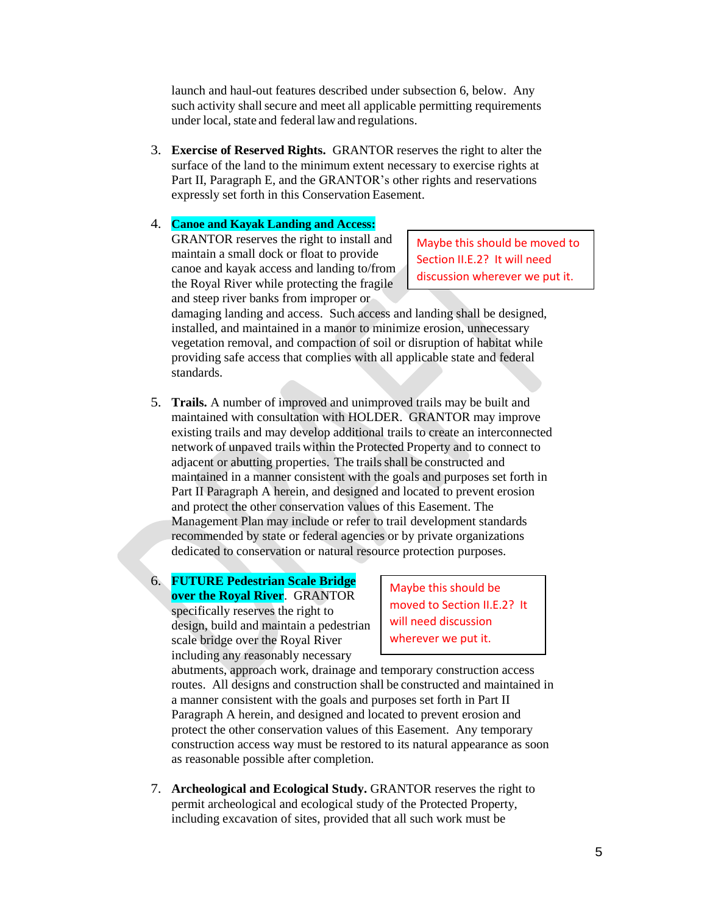launch and haul-out features described under subsection 6, below. Any such activity shall secure and meet all applicable permitting requirements under local, state and federal law and regulations.

3. **Exercise of Reserved Rights.** GRANTOR reserves the right to alter the surface of the land to the minimum extent necessary to exercise rights at Part II, Paragraph E, and the GRANTOR's other rights and reservations expressly set forth in this Conservation Easement.

4. **Canoe and Kayak Landing and Access:** GRANTOR reserves the right to install and maintain a small dock or float to provide canoe and kayak access and landing to/from the Royal River while protecting the fragile and steep river banks from improper or damaging landing and access. Such access and landing shall be designed, installed, and maintained in a manor to minimize erosion, unnecessary vegetation removal, and compaction of soil or disruption of habitat while providing safe access that complies with all applicable state and federal standards.

   > Maybe this should be moved to Section II.E.2? It will need discussion wherever we put it.

5. **Trails.** A number of improved and unimproved trails may be built and maintained with consultation with HOLDER. GRANTOR may improve existing trails and may develop additional trails to create an interconnected network of unpaved trails within the Protected Property and to connect to adjacent or abutting properties. The trails shall be constructed and maintained in a manner consistent with the goals and purposes set forth in Part II Paragraph A herein, and designed and located to prevent erosion and protect the other conservation values of this Easement. The Management Plan may include or refer to trail development standards recommended by state or federal agencies or by private organizations dedicated to conservation or natural resource protection purposes.

6. **FUTURE Pedestrian Scale Bridge over the Royal River**. GRANTOR specifically reserves the right to design, build and maintain a pedestrian scale bridge over the Royal River including any reasonably necessary abutments, approach work, drainage and temporary construction access routes. All designs and construction shall be constructed and maintained in a manner consistent with the goals and purposes set forth in Part II Paragraph A herein, and designed and located to prevent erosion and protect the other conservation values of this Easement. Any temporary construction access way must be restored to its natural appearance as soon as reasonable possible after completion.

   > Maybe this should be moved to Section II.E.2? It will need discussion wherever we put it.

7. **Archeological and Ecological Study.** GRANTOR reserves the right to permit archeological and ecological study of the Protected Property, including excavation of sites, provided that all such work must be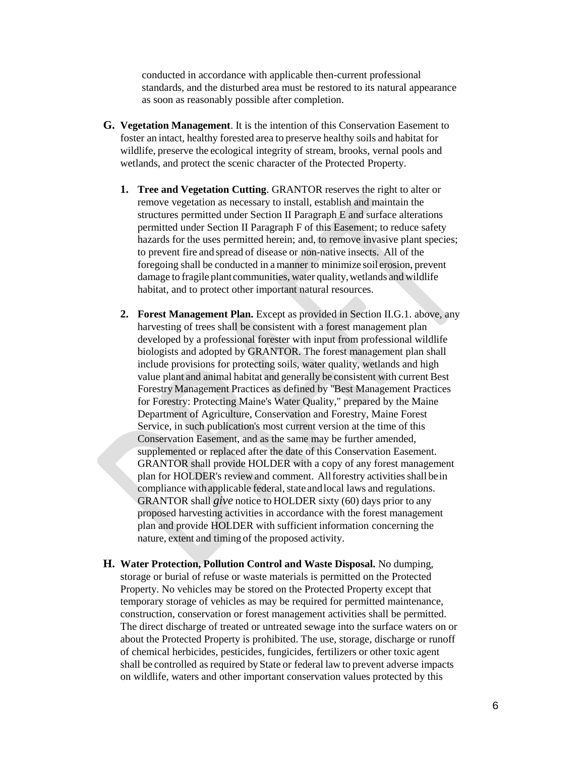conducted in accordance with applicable then-current professional standards, and the disturbed area must be restored to its natural appearance as soon as reasonably possible after completion.

**G. Vegetation Management**. It is the intention of this Conservation Easement to foster an intact, healthy forested area to preserve healthy soils and habitat for wildlife, preserve the ecological integrity of stream, brooks, vernal pools and wetlands, and protect the scenic character of the Protected Property.

1. **Tree and Vegetation Cutting**. GRANTOR reserves the right to alter or remove vegetation as necessary to install, establish and maintain the structures permitted under Section II Paragraph E and surface alterations permitted under Section II Paragraph F of this Easement; to reduce safety hazards for the uses permitted herein; and, to remove invasive plant species; to prevent fire and spread of disease or non-native insects. All of the foregoing shall be conducted in a manner to minimize soil erosion, prevent damage to fragile plant communities, water quality, wetlands and wildlife habitat, and to protect other important natural resources.

2. **Forest Management Plan.** Except as provided in Section II.G.1. above, any harvesting of trees shall be consistent with a forest management plan developed by a professional forester with input from professional wildlife biologists and adopted by GRANTOR. The forest management plan shall include provisions for protecting soils, water quality, wetlands and high value plant and animal habitat and generally be consistent with current Best Forestry Management Practices as defined by "Best Management Practices for Forestry: Protecting Maine's Water Quality," prepared by the Maine Department of Agriculture, Conservation and Forestry, Maine Forest Service, in such publication's most current version at the time of this Conservation Easement, and as the same may be further amended, supplemented or replaced after the date of this Conservation Easement. GRANTOR shall provide HOLDER with a copy of any forest management plan for HOLDER's review and comment. All forestry activities shall be in compliance with applicable federal, state and local laws and regulations. GRANTOR shall *give* notice to HOLDER sixty (60) days prior to any proposed harvesting activities in accordance with the forest management plan and provide HOLDER with sufficient information concerning the nature, extent and timing of the proposed activity.

**H. Water Protection, Pollution Control and Waste Disposal.** No dumping, storage or burial of refuse or waste materials is permitted on the Protected Property. No vehicles may be stored on the Protected Property except that temporary storage of vehicles as may be required for permitted maintenance, construction, conservation or forest management activities shall be permitted. The direct discharge of treated or untreated sewage into the surface waters on or about the Protected Property is prohibited. The use, storage, discharge or runoff of chemical herbicides, pesticides, fungicides, fertilizers or other toxic agent shall be controlled as required by State or federal law to prevent adverse impacts on wildlife, waters and other important conservation values protected by this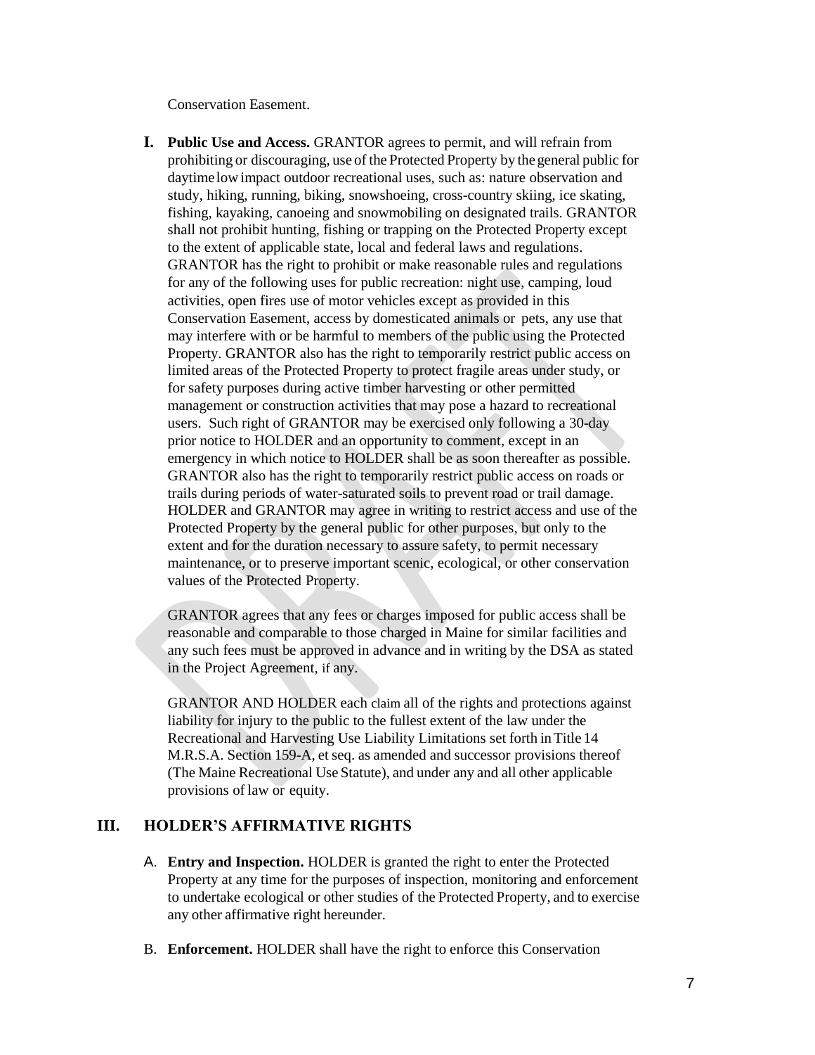Conservation Easement.

**I. Public Use and Access.** GRANTOR agrees to permit, and will refrain from prohibiting or discouraging, use of the Protected Property by the general public for daytime low impact outdoor recreational uses, such as: nature observation and study, hiking, running, biking, snowshoeing, cross-country skiing, ice skating, fishing, kayaking, canoeing and snowmobiling on designated trails. GRANTOR shall not prohibit hunting, fishing or trapping on the Protected Property except to the extent of applicable state, local and federal laws and regulations. GRANTOR has the right to prohibit or make reasonable rules and regulations for any of the following uses for public recreation: night use, camping, loud activities, open fires use of motor vehicles except as provided in this Conservation Easement, access by domesticated animals or pets, any use that may interfere with or be harmful to members of the public using the Protected Property. GRANTOR also has the right to temporarily restrict public access on limited areas of the Protected Property to protect fragile areas under study, or for safety purposes during active timber harvesting or other permitted management or construction activities that may pose a hazard to recreational users. Such right of GRANTOR may be exercised only following a 30-day prior notice to HOLDER and an opportunity to comment, except in an emergency in which notice to HOLDER shall be as soon thereafter as possible. GRANTOR also has the right to temporarily restrict public access on roads or trails during periods of water-saturated soils to prevent road or trail damage. HOLDER and GRANTOR may agree in writing to restrict access and use of the Protected Property by the general public for other purposes, but only to the extent and for the duration necessary to assure safety, to permit necessary maintenance, or to preserve important scenic, ecological, or other conservation values of the Protected Property.

GRANTOR agrees that any fees or charges imposed for public access shall be reasonable and comparable to those charged in Maine for similar facilities and any such fees must be approved in advance and in writing by the DSA as stated in the Project Agreement, if any.

GRANTOR AND HOLDER each claim all of the rights and protections against liability for injury to the public to the fullest extent of the law under the Recreational and Harvesting Use Liability Limitations set forth in Title 14 M.R.S.A. Section 159-A, et seq. as amended and successor provisions thereof (The Maine Recreational Use Statute), and under any and all other applicable provisions of law or equity.

## III. HOLDER'S AFFIRMATIVE RIGHTS

A. **Entry and Inspection.** HOLDER is granted the right to enter the Protected Property at any time for the purposes of inspection, monitoring and enforcement to undertake ecological or other studies of the Protected Property, and to exercise any other affirmative right hereunder.

B. **Enforcement.** HOLDER shall have the right to enforce this Conservation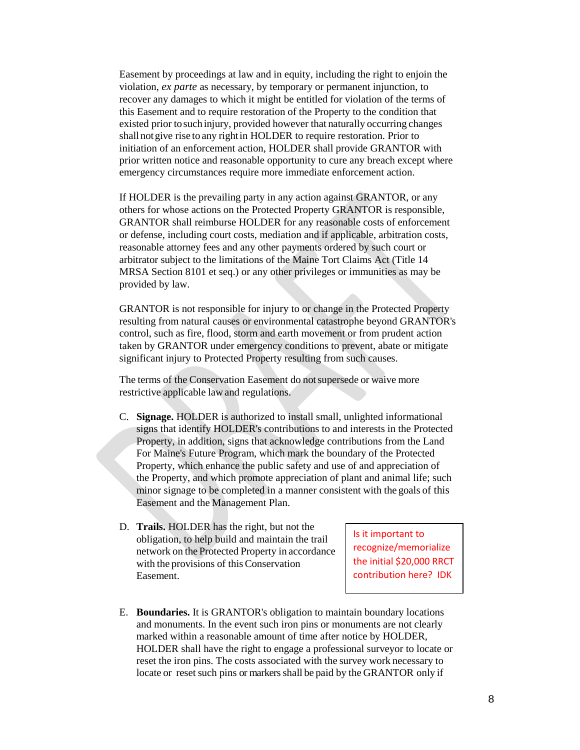Easement by proceedings at law and in equity, including the right to enjoin the violation, *ex parte* as necessary, by temporary or permanent injunction, to recover any damages to which it might be entitled for violation of the terms of this Easement and to require restoration of the Property to the condition that existed prior to such injury, provided however that naturally occurring changes shall not give rise to any right in HOLDER to require restoration. Prior to initiation of an enforcement action, HOLDER shall provide GRANTOR with prior written notice and reasonable opportunity to cure any breach except where emergency circumstances require more immediate enforcement action.

If HOLDER is the prevailing party in any action against GRANTOR, or any others for whose actions on the Protected Property GRANTOR is responsible, GRANTOR shall reimburse HOLDER for any reasonable costs of enforcement or defense, including court costs, mediation and if applicable, arbitration costs, reasonable attorney fees and any other payments ordered by such court or arbitrator subject to the limitations of the Maine Tort Claims Act (Title 14 MRSA Section 8101 et seq.) or any other privileges or immunities as may be provided by law.

GRANTOR is not responsible for injury to or change in the Protected Property resulting from natural causes or environmental catastrophe beyond GRANTOR's control, such as fire, flood, storm and earth movement or from prudent action taken by GRANTOR under emergency conditions to prevent, abate or mitigate significant injury to Protected Property resulting from such causes.

The terms of the Conservation Easement do not supersede or waive more restrictive applicable law and regulations.

C. **Signage.** HOLDER is authorized to install small, unlighted informational signs that identify HOLDER's contributions to and interests in the Protected Property, in addition, signs that acknowledge contributions from the Land For Maine's Future Program, which mark the boundary of the Protected Property, which enhance the public safety and use of and appreciation of the Property, and which promote appreciation of plant and animal life; such minor signage to be completed in a manner consistent with the goals of this Easement and the Management Plan.

D. **Trails.** HOLDER has the right, but not the obligation, to help build and maintain the trail network on the Protected Property in accordance with the provisions of this Conservation Easement.

> Is it important to recognize/memorialize the initial $20,000 RRCT contribution here? IDK

E. **Boundaries.** It is GRANTOR's obligation to maintain boundary locations and monuments. In the event such iron pins or monuments are not clearly marked within a reasonable amount of time after notice by HOLDER, HOLDER shall have the right to engage a professional surveyor to locate or reset the iron pins. The costs associated with the survey work necessary to locate or reset such pins or markers shall be paid by the GRANTOR only if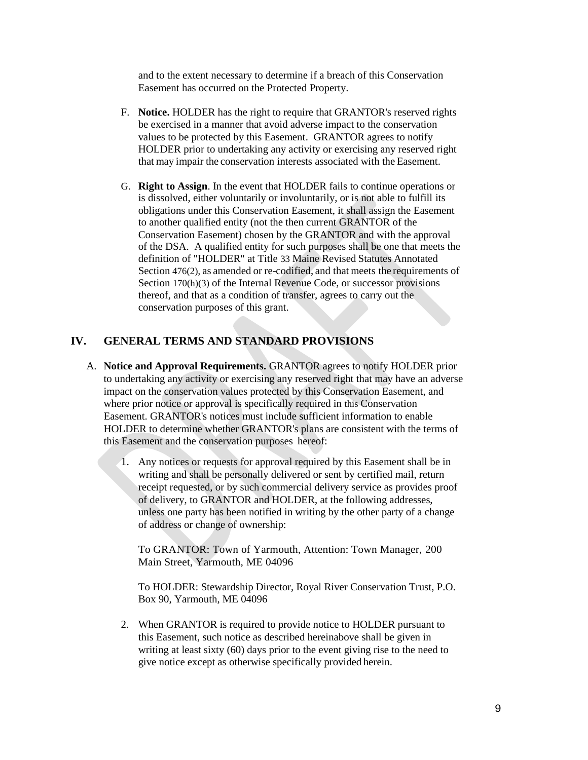and to the extent necessary to determine if a breach of this Conservation Easement has occurred on the Protected Property.

F. **Notice.** HOLDER has the right to require that GRANTOR's reserved rights be exercised in a manner that avoid adverse impact to the conservation values to be protected by this Easement. GRANTOR agrees to notify HOLDER prior to undertaking any activity or exercising any reserved right that may impair the conservation interests associated with the Easement.

G. **Right to Assign**. In the event that HOLDER fails to continue operations or is dissolved, either voluntarily or involuntarily, or is not able to fulfill its obligations under this Conservation Easement, it shall assign the Easement to another qualified entity (not the then current GRANTOR of the Conservation Easement) chosen by the GRANTOR and with the approval of the DSA. A qualified entity for such purposes shall be one that meets the definition of "HOLDER" at Title 33 Maine Revised Statutes Annotated Section 476(2), as amended or re-codified, and that meets the requirements of Section 170(h)(3) of the Internal Revenue Code, or successor provisions thereof, and that as a condition of transfer, agrees to carry out the conservation purposes of this grant.

## IV. GENERAL TERMS AND STANDARD PROVISIONS

A. **Notice and Approval Requirements.** GRANTOR agrees to notify HOLDER prior to undertaking any activity or exercising any reserved right that may have an adverse impact on the conservation values protected by this Conservation Easement, and where prior notice or approval is specifically required in this Conservation Easement. GRANTOR's notices must include sufficient information to enable HOLDER to determine whether GRANTOR's plans are consistent with the terms of this Easement and the conservation purposes hereof:

1. Any notices or requests for approval required by this Easement shall be in writing and shall be personally delivered or sent by certified mail, return receipt requested, or by such commercial delivery service as provides proof of delivery, to GRANTOR and HOLDER, at the following addresses, unless one party has been notified in writing by the other party of a change of address or change of ownership:

   To GRANTOR: Town of Yarmouth, Attention: Town Manager, 200 Main Street, Yarmouth, ME 04096

   To HOLDER: Stewardship Director, Royal River Conservation Trust, P.O. Box 90, Yarmouth, ME 04096

2. When GRANTOR is required to provide notice to HOLDER pursuant to this Easement, such notice as described hereinabove shall be given in writing at least sixty (60) days prior to the event giving rise to the need to give notice except as otherwise specifically provided herein.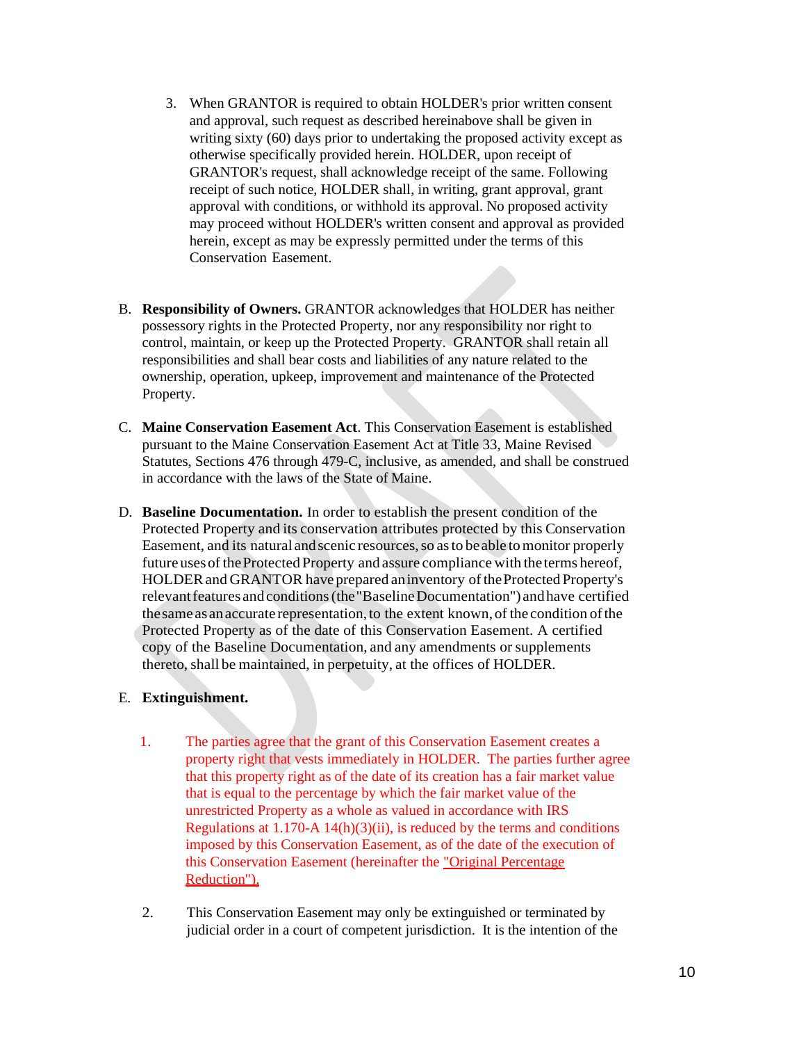3. When GRANTOR is required to obtain HOLDER's prior written consent and approval, such request as described hereinabove shall be given in writing sixty (60) days prior to undertaking the proposed activity except as otherwise specifically provided herein. HOLDER, upon receipt of GRANTOR's request, shall acknowledge receipt of the same. Following receipt of such notice, HOLDER shall, in writing, grant approval, grant approval with conditions, or withhold its approval. No proposed activity may proceed without HOLDER's written consent and approval as provided herein, except as may be expressly permitted under the terms of this Conservation Easement.

B. **Responsibility of Owners.** GRANTOR acknowledges that HOLDER has neither possessory rights in the Protected Property, nor any responsibility nor right to control, maintain, or keep up the Protected Property. GRANTOR shall retain all responsibilities and shall bear costs and liabilities of any nature related to the ownership, operation, upkeep, improvement and maintenance of the Protected Property.

C. **Maine Conservation Easement Act**. This Conservation Easement is established pursuant to the Maine Conservation Easement Act at Title 33, Maine Revised Statutes, Sections 476 through 479-C, inclusive, as amended, and shall be construed in accordance with the laws of the State of Maine.

D. **Baseline Documentation.** In order to establish the present condition of the Protected Property and its conservation attributes protected by this Conservation Easement, and its natural and scenic resources, so as to be able to monitor properly future uses of the Protected Property and assure compliance with the terms hereof, HOLDER and GRANTOR have prepared an inventory of the Protected Property's relevant features and conditions (the "Baseline Documentation") and have certified the same as an accurate representation, to the extent known, of the condition of the Protected Property as of the date of this Conservation Easement. A certified copy of the Baseline Documentation, and any amendments or supplements thereto, shall be maintained, in perpetuity, at the offices of HOLDER.

E. **Extinguishment.**

1. The parties agree that the grant of this Conservation Easement creates a property right that vests immediately in HOLDER. The parties further agree that this property right as of the date of its creation has a fair market value that is equal to the percentage by which the fair market value of the unrestricted Property as a whole as valued in accordance with IRS Regulations at 1.170-A 14(h)(3)(ii), is reduced by the terms and conditions imposed by this Conservation Easement, as of the date of the execution of this Conservation Easement (hereinafter the "Original Percentage Reduction").

2. This Conservation Easement may only be extinguished or terminated by judicial order in a court of competent jurisdiction. It is the intention of the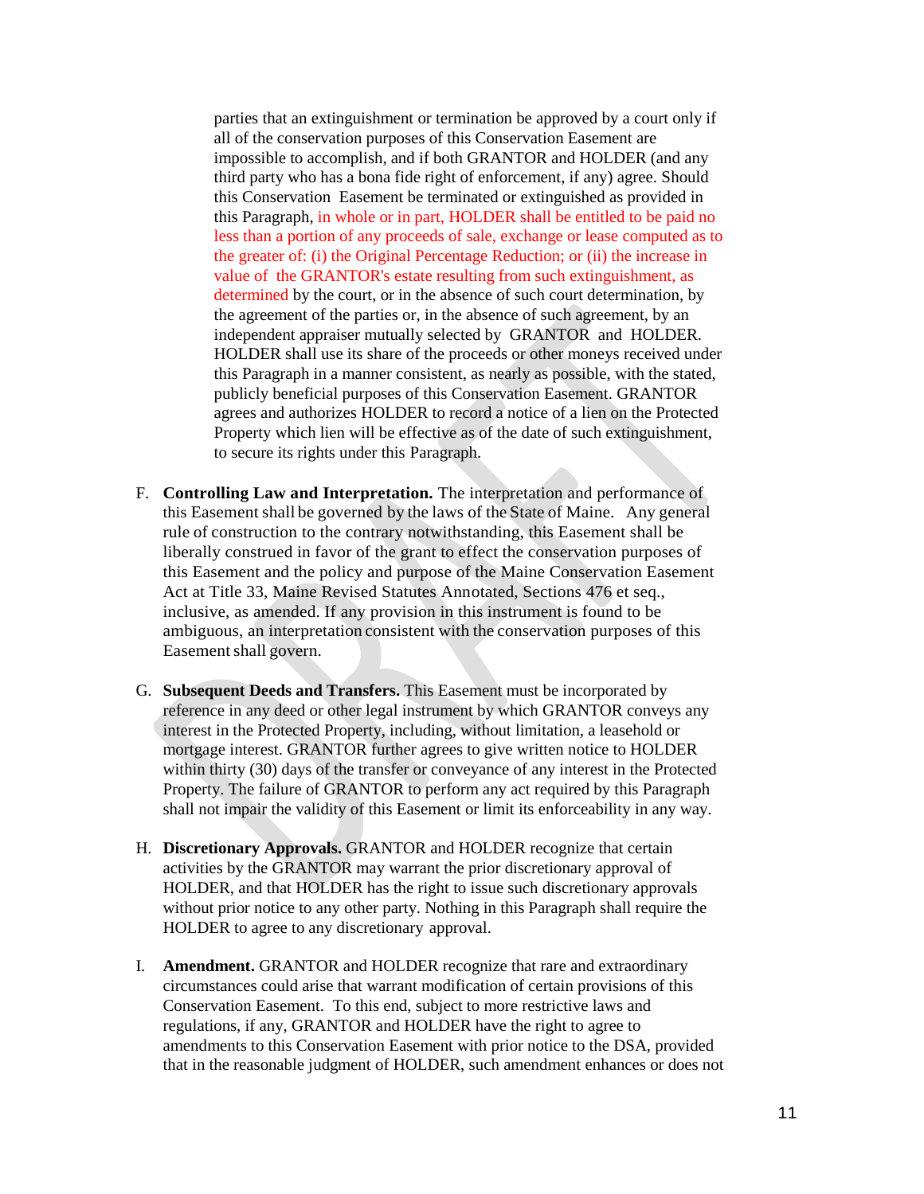parties that an extinguishment or termination be approved by a court only if all of the conservation purposes of this Conservation Easement are impossible to accomplish, and if both GRANTOR and HOLDER (and any third party who has a bona fide right of enforcement, if any) agree. Should this Conservation Easement be terminated or extinguished as provided in this Paragraph, in whole or in part, HOLDER shall be entitled to be paid no less than a portion of any proceeds of sale, exchange or lease computed as to the greater of: (i) the Original Percentage Reduction; or (ii) the increase in value of the GRANTOR's estate resulting from such extinguishment, as determined by the court, or in the absence of such court determination, by the agreement of the parties or, in the absence of such agreement, by an independent appraiser mutually selected by GRANTOR and HOLDER. HOLDER shall use its share of the proceeds or other moneys received under this Paragraph in a manner consistent, as nearly as possible, with the stated, publicly beneficial purposes of this Conservation Easement. GRANTOR agrees and authorizes HOLDER to record a notice of a lien on the Protected Property which lien will be effective as of the date of such extinguishment, to secure its rights under this Paragraph.

F. **Controlling Law and Interpretation.** The interpretation and performance of this Easement shall be governed by the laws of the State of Maine. Any general rule of construction to the contrary notwithstanding, this Easement shall be liberally construed in favor of the grant to effect the conservation purposes of this Easement and the policy and purpose of the Maine Conservation Easement Act at Title 33, Maine Revised Statutes Annotated, Sections 476 et seq., inclusive, as amended. If any provision in this instrument is found to be ambiguous, an interpretation consistent with the conservation purposes of this Easement shall govern.

G. **Subsequent Deeds and Transfers.** This Easement must be incorporated by reference in any deed or other legal instrument by which GRANTOR conveys any interest in the Protected Property, including, without limitation, a leasehold or mortgage interest. GRANTOR further agrees to give written notice to HOLDER within thirty (30) days of the transfer or conveyance of any interest in the Protected Property. The failure of GRANTOR to perform any act required by this Paragraph shall not impair the validity of this Easement or limit its enforceability in any way.

H. **Discretionary Approvals.** GRANTOR and HOLDER recognize that certain activities by the GRANTOR may warrant the prior discretionary approval of HOLDER, and that HOLDER has the right to issue such discretionary approvals without prior notice to any other party. Nothing in this Paragraph shall require the HOLDER to agree to any discretionary approval.

I. **Amendment.** GRANTOR and HOLDER recognize that rare and extraordinary circumstances could arise that warrant modification of certain provisions of this Conservation Easement. To this end, subject to more restrictive laws and regulations, if any, GRANTOR and HOLDER have the right to agree to amendments to this Conservation Easement with prior notice to the DSA, provided that in the reasonable judgment of HOLDER, such amendment enhances or does not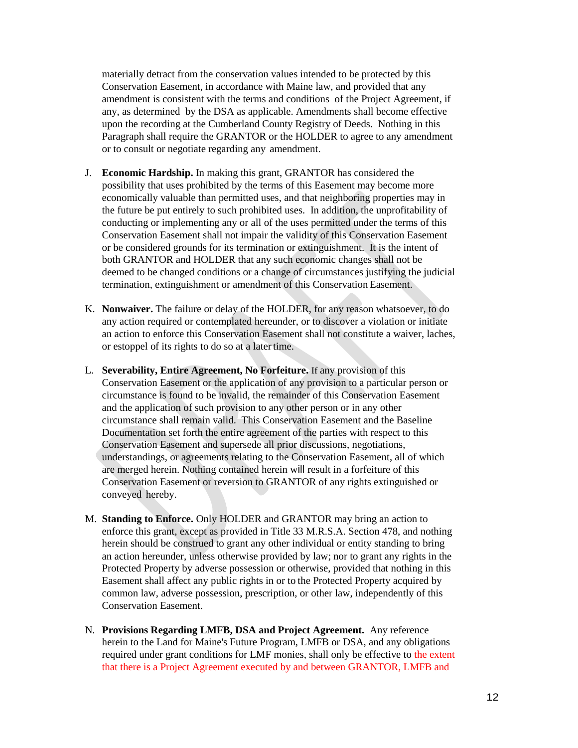materially detract from the conservation values intended to be protected by this Conservation Easement, in accordance with Maine law, and provided that any amendment is consistent with the terms and conditions of the Project Agreement, if any, as determined by the DSA as applicable. Amendments shall become effective upon the recording at the Cumberland County Registry of Deeds. Nothing in this Paragraph shall require the GRANTOR or the HOLDER to agree to any amendment or to consult or negotiate regarding any amendment.

J. **Economic Hardship.** In making this grant, GRANTOR has considered the possibility that uses prohibited by the terms of this Easement may become more economically valuable than permitted uses, and that neighboring properties may in the future be put entirely to such prohibited uses. In addition, the unprofitability of conducting or implementing any or all of the uses permitted under the terms of this Conservation Easement shall not impair the validity of this Conservation Easement or be considered grounds for its termination or extinguishment. It is the intent of both GRANTOR and HOLDER that any such economic changes shall not be deemed to be changed conditions or a change of circumstances justifying the judicial termination, extinguishment or amendment of this Conservation Easement.

K. **Nonwaiver.** The failure or delay of the HOLDER, for any reason whatsoever, to do any action required or contemplated hereunder, or to discover a violation or initiate an action to enforce this Conservation Easement shall not constitute a waiver, laches, or estoppel of its rights to do so at a later time.

L. **Severability, Entire Agreement, No Forfeiture.** If any provision of this Conservation Easement or the application of any provision to a particular person or circumstance is found to be invalid, the remainder of this Conservation Easement and the application of such provision to any other person or in any other circumstance shall remain valid. This Conservation Easement and the Baseline Documentation set forth the entire agreement of the parties with respect to this Conservation Easement and supersede all prior discussions, negotiations, understandings, or agreements relating to the Conservation Easement, all of which are merged herein. Nothing contained herein will result in a forfeiture of this Conservation Easement or reversion to GRANTOR of any rights extinguished or conveyed hereby.

M. **Standing to Enforce.** Only HOLDER and GRANTOR may bring an action to enforce this grant, except as provided in Title 33 M.R.S.A. Section 478, and nothing herein should be construed to grant any other individual or entity standing to bring an action hereunder, unless otherwise provided by law; nor to grant any rights in the Protected Property by adverse possession or otherwise, provided that nothing in this Easement shall affect any public rights in or to the Protected Property acquired by common law, adverse possession, prescription, or other law, independently of this Conservation Easement.

N. **Provisions Regarding LMFB, DSA and Project Agreement.** Any reference herein to the Land for Maine's Future Program, LMFB or DSA, and any obligations required under grant conditions for LMF monies, shall only be effective to the extent that there is a Project Agreement executed by and between GRANTOR, LMFB and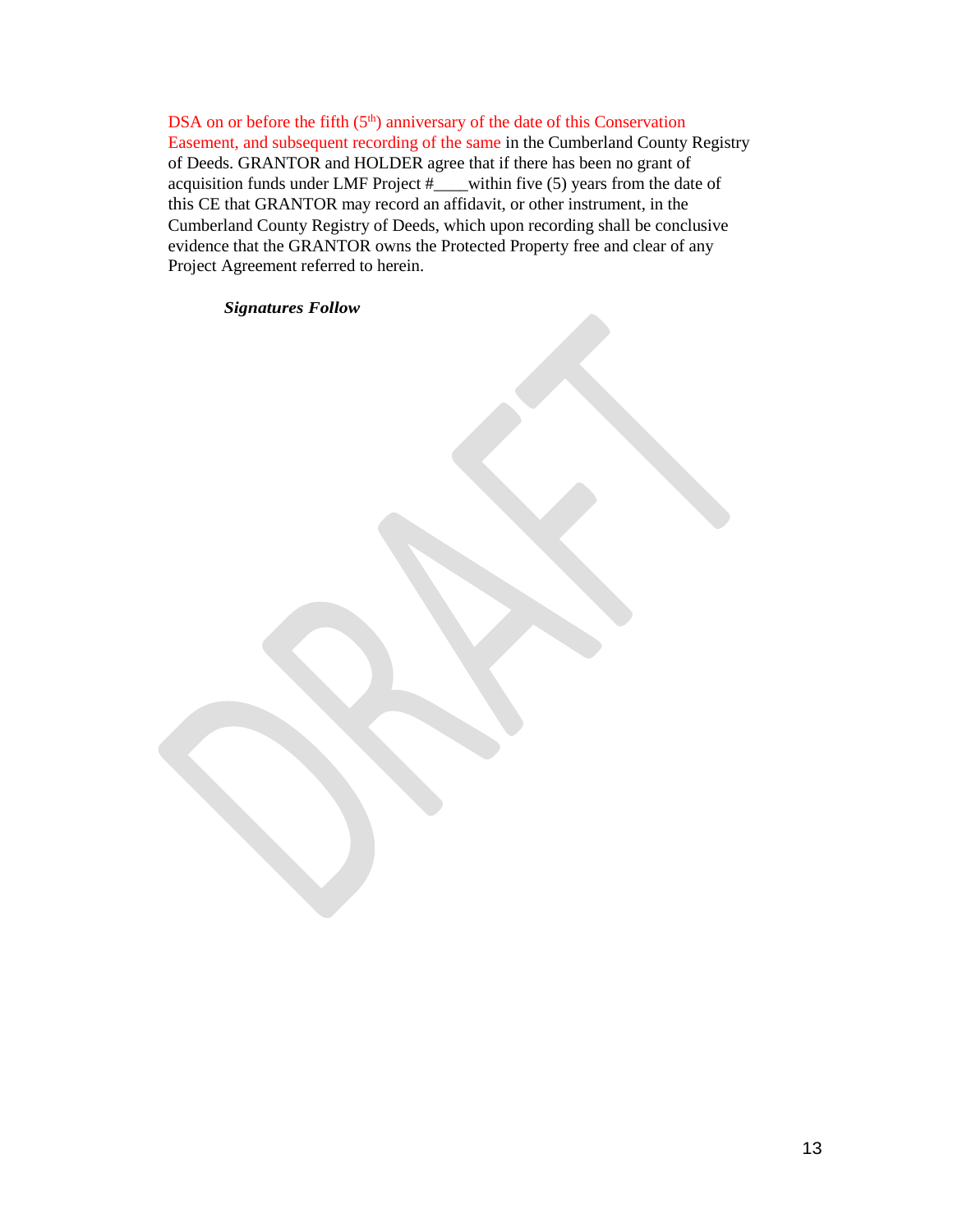DSA on or before the fifth (5th) anniversary of the date of this Conservation Easement, and subsequent recording of the same in the Cumberland County Registry of Deeds. GRANTOR and HOLDER agree that if there has been no grant of acquisition funds under LMF Project #____within five (5) years from the date of this CE that GRANTOR may record an affidavit, or other instrument, in the Cumberland County Registry of Deeds, which upon recording shall be conclusive evidence that the GRANTOR owns the Protected Property free and clear of any Project Agreement referred to herein.

***Signatures Follow***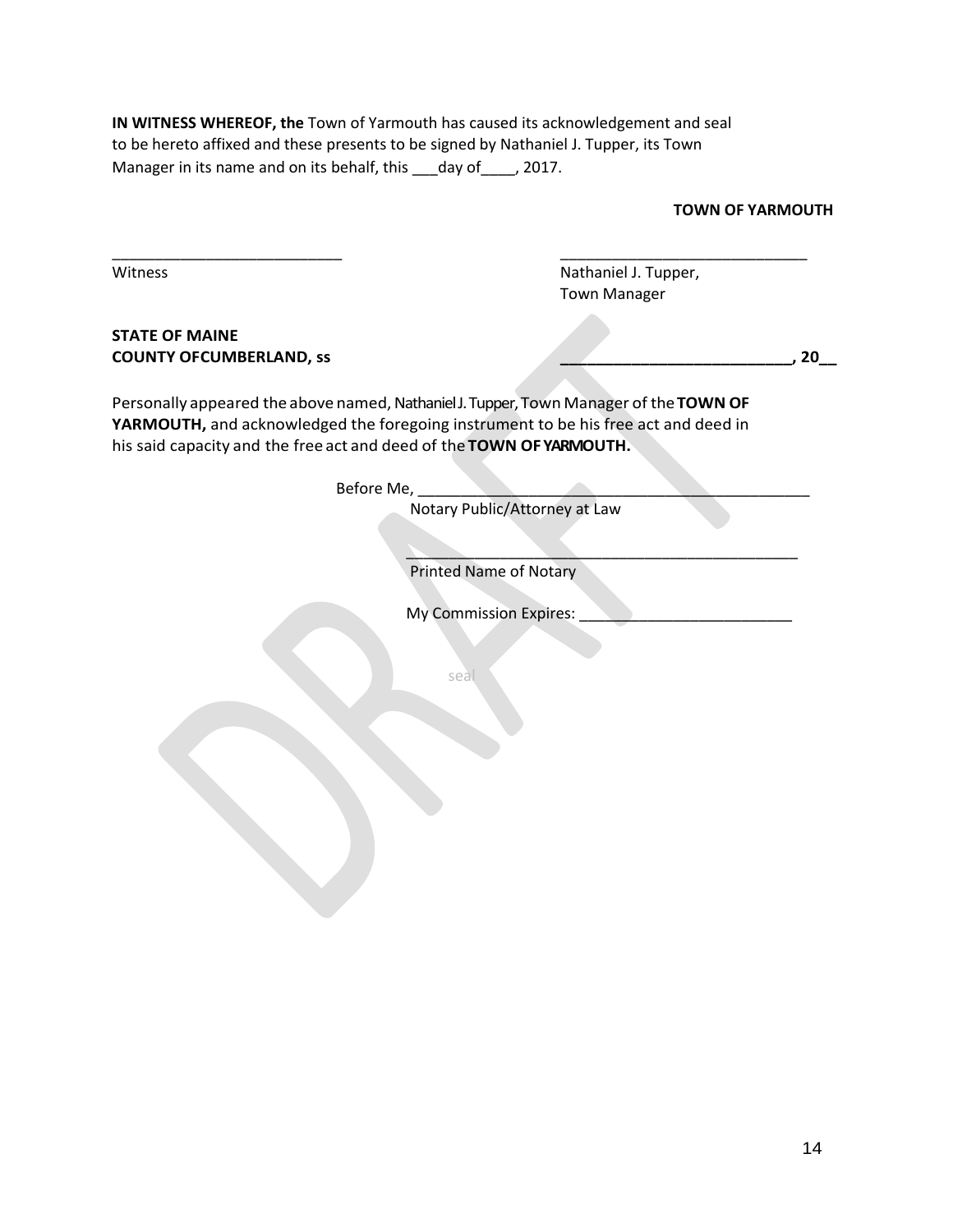**IN WITNESS WHEREOF, the** Town of Yarmouth has caused its acknowledgement and seal to be hereto affixed and these presents to be signed by Nathaniel J. Tupper, its Town Manager in its name and on its behalf, this ___day of____, 2017.

**TOWN OF YARMOUTH**

___________________________ Witness

_____________________________ Nathaniel J. Tupper, Town Manager

**STATE OF MAINE**
**COUNTY OFCUMBERLAND, ss** **__________________________, 20__**

Personally appeared the above named, Nathaniel J. Tupper, Town Manager of the **TOWN OF YARMOUTH,** and acknowledged the foregoing instrument to be his free act and deed in his said capacity and the free act and deed of the **TOWN OF YARMOUTH.**

Before Me, _______________________________________________
Notary Public/Attorney at Law

_______________________________________________
Printed Name of Notary

My Commission Expires: _________________________

seal

DRAFT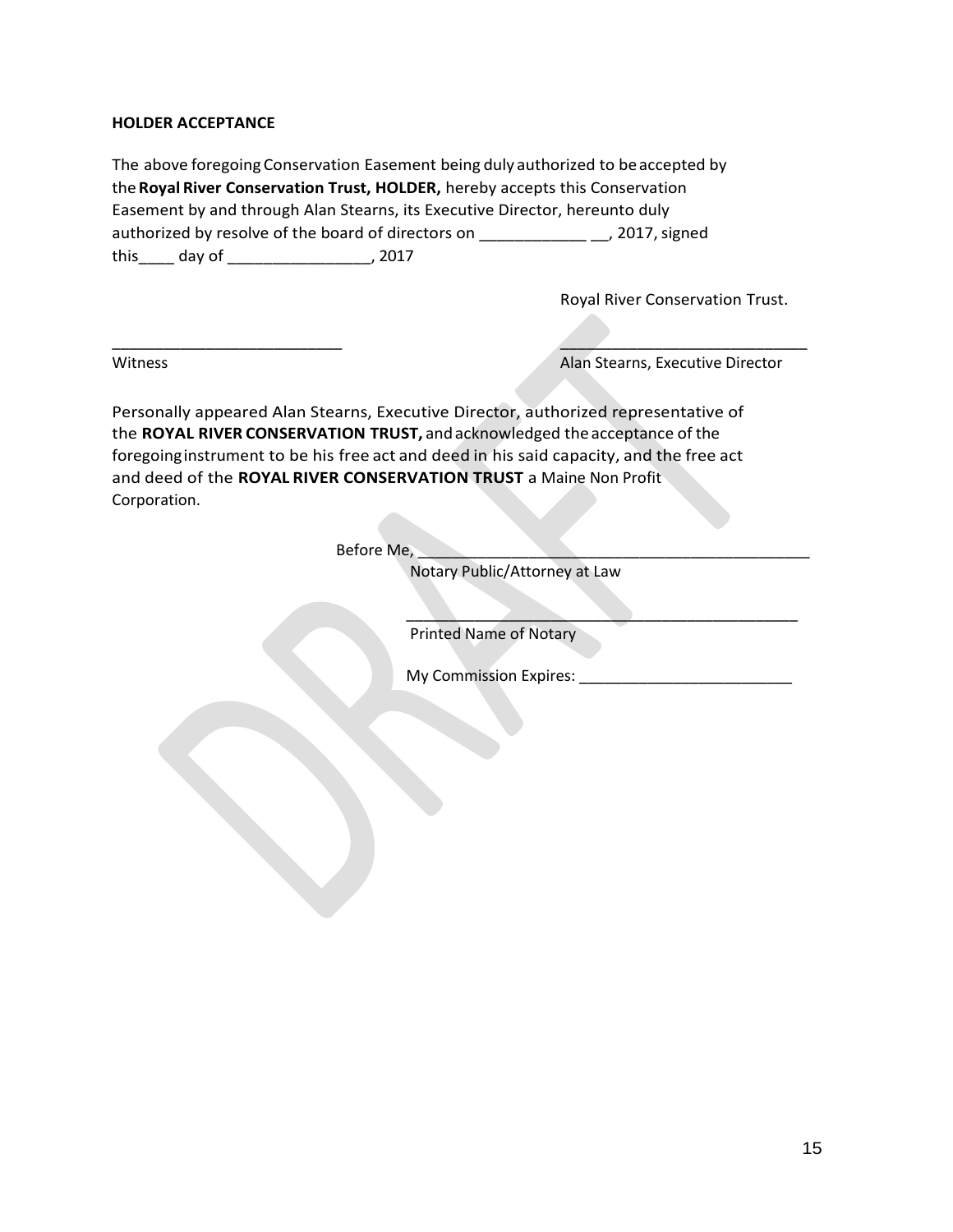**HOLDER ACCEPTANCE**

The above foregoing Conservation Easement being duly authorized to be accepted by the **Royal River Conservation Trust, HOLDER,** hereby accepts this Conservation Easement by and through Alan Stearns, its Executive Director, hereunto duly authorized by resolve of the board of directors on ____________ __, 2017, signed this____ day of ________________, 2017

Royal River Conservation Trust.

__________________________ ____________________________

Witness Alan Stearns, Executive Director

Personally appeared Alan Stearns, Executive Director, authorized representative of the **ROYAL RIVER CONSERVATION TRUST,** and acknowledged the acceptance of the foregoing instrument to be his free act and deed in his said capacity, and the free act and deed of the **ROYAL RIVER CONSERVATION TRUST** a Maine Non Profit Corporation.

Before Me, ____________________________________________

Notary Public/Attorney at Law

____________________________________________

Printed Name of Notary

My Commission Expires: ________________________

DRAFT